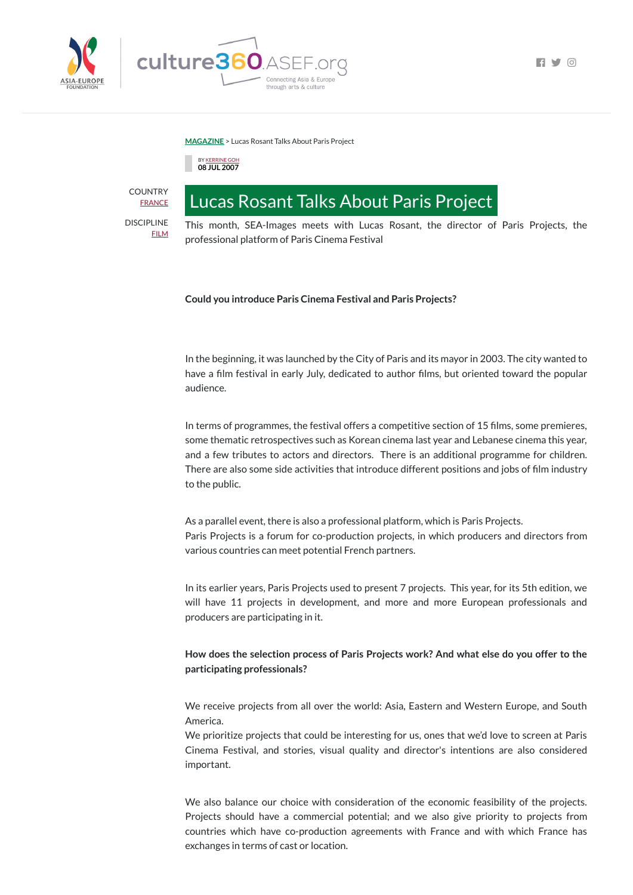MAGAZINE > Lucas Rosant Talks About Paris Project

BY KERRINE GOH
08 JUL 2007

COUNTRY
FRANCE

DISCIPLINE
FILM

# Lucas Rosant Talks About Paris Project

This month, SEA-Images meets with Lucas Rosant, the director of Paris Projects, the professional platform of Paris Cinema Festival

**Could you introduce Paris Cinema Festival and Paris Projects?**

In the beginning, it was launched by the City of Paris and its mayor in 2003. The city wanted to have a film festival in early July, dedicated to author films, but oriented toward the popular audience.

In terms of programmes, the festival offers a competitive section of 15 films, some premieres, some thematic retrospectives such as Korean cinema last year and Lebanese cinema this year, and a few tributes to actors and directors. There is an additional programme for children. There are also some side activities that introduce different positions and jobs of film industry to the public.

As a parallel event, there is also a professional platform, which is Paris Projects.
Paris Projects is a forum for co-production projects, in which producers and directors from various countries can meet potential French partners.

In its earlier years, Paris Projects used to present 7 projects. This year, for its 5th edition, we will have 11 projects in development, and more and more European professionals and producers are participating in it.

**How does the selection process of Paris Projects work? And what else do you offer to the participating professionals?**

We receive projects from all over the world: Asia, Eastern and Western Europe, and South America.
We prioritize projects that could be interesting for us, ones that we'd love to screen at Paris Cinema Festival, and stories, visual quality and director's intentions are also considered important.

We also balance our choice with consideration of the economic feasibility of the projects. Projects should have a commercial potential; and we also give priority to projects from countries which have co-production agreements with France and with which France has exchanges in terms of cast or location.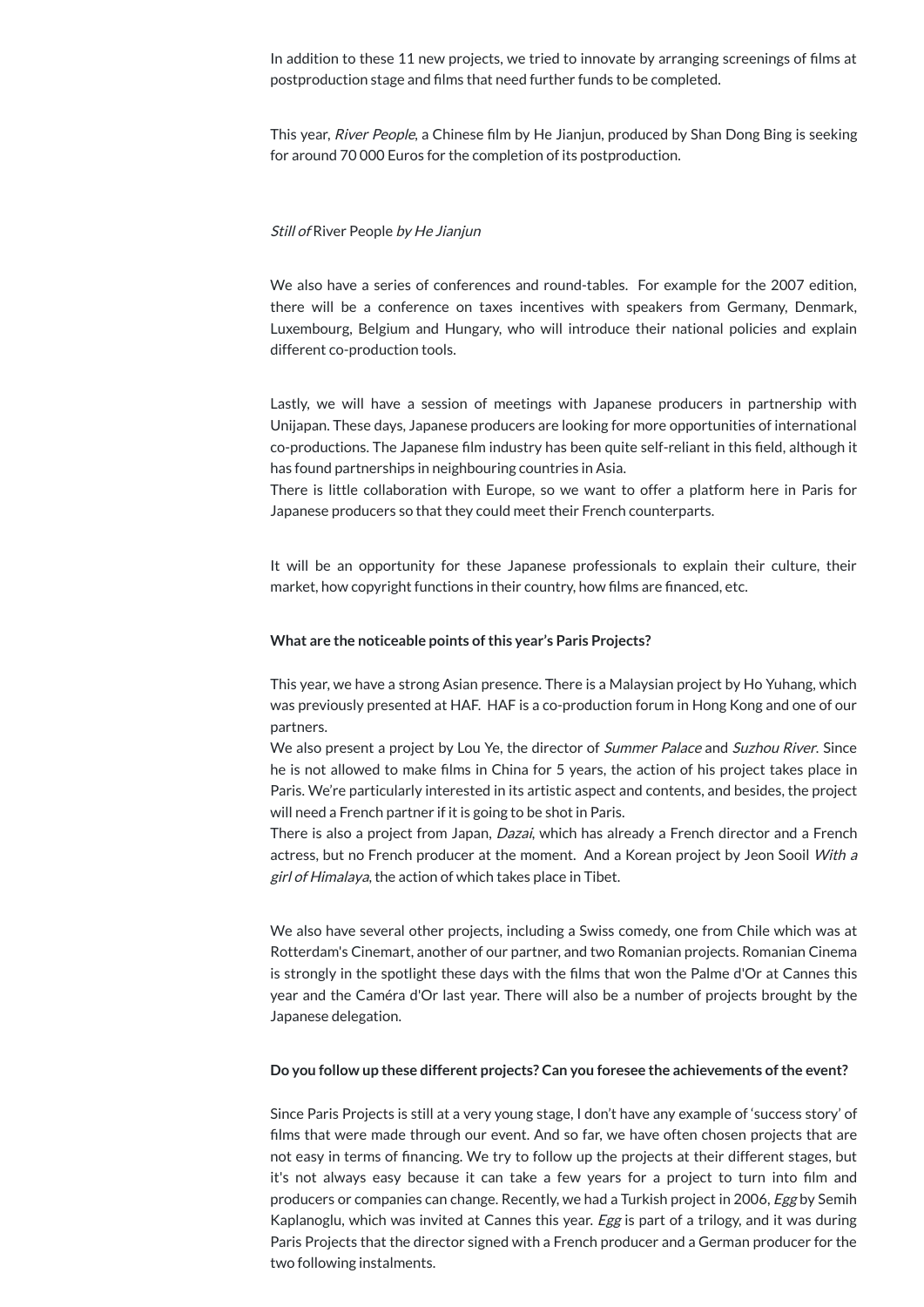In addition to these 11 new projects, we tried to innovate by arranging screenings of films at postproduction stage and films that need further funds to be completed.

This year, *River People*, a Chinese film by He Jianjun, produced by Shan Dong Bing is seeking for around 70 000 Euros for the completion of its postproduction.

*Still of* River People *by He Jianjun*

We also have a series of conferences and round-tables. For example for the 2007 edition, there will be a conference on taxes incentives with speakers from Germany, Denmark, Luxembourg, Belgium and Hungary, who will introduce their national policies and explain different co-production tools.

Lastly, we will have a session of meetings with Japanese producers in partnership with Unijapan. These days, Japanese producers are looking for more opportunities of international co-productions. The Japanese film industry has been quite self-reliant in this field, although it has found partnerships in neighbouring countries in Asia.
There is little collaboration with Europe, so we want to offer a platform here in Paris for Japanese producers so that they could meet their French counterparts.

It will be an opportunity for these Japanese professionals to explain their culture, their market, how copyright functions in their country, how films are financed, etc.

**What are the noticeable points of this year's Paris Projects?**

This year, we have a strong Asian presence. There is a Malaysian project by Ho Yuhang, which was previously presented at HAF. HAF is a co-production forum in Hong Kong and one of our partners.
We also present a project by Lou Ye, the director of *Summer Palace* and *Suzhou River*. Since he is not allowed to make films in China for 5 years, the action of his project takes place in Paris. We're particularly interested in its artistic aspect and contents, and besides, the project will need a French partner if it is going to be shot in Paris.
There is also a project from Japan, *Dazai*, which has already a French director and a French actress, but no French producer at the moment. And a Korean project by Jeon Sooil *With a girl of Himalaya*, the action of which takes place in Tibet.

We also have several other projects, including a Swiss comedy, one from Chile which was at Rotterdam's Cinemart, another of our partner, and two Romanian projects. Romanian Cinema is strongly in the spotlight these days with the films that won the Palme d'Or at Cannes this year and the Caméra d'Or last year. There will also be a number of projects brought by the Japanese delegation.

**Do you follow up these different projects? Can you foresee the achievements of the event?**

Since Paris Projects is still at a very young stage, I don't have any example of 'success story' of films that were made through our event. And so far, we have often chosen projects that are not easy in terms of financing. We try to follow up the projects at their different stages, but it's not always easy because it can take a few years for a project to turn into film and producers or companies can change. Recently, we had a Turkish project in 2006, *Egg* by Semih Kaplanoglu, which was invited at Cannes this year. *Egg* is part of a trilogy, and it was during Paris Projects that the director signed with a French producer and a German producer for the two following instalments.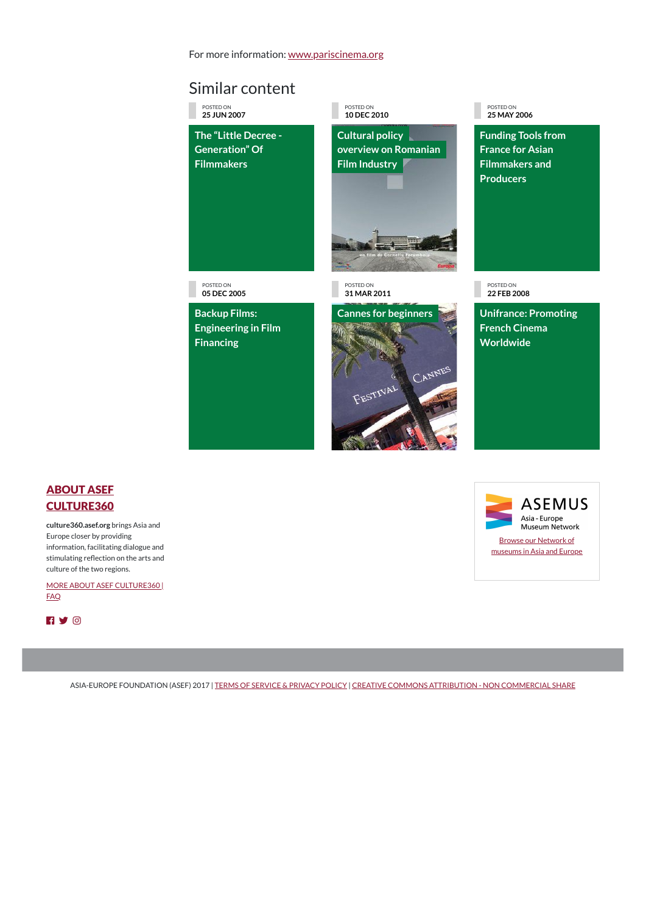For more information: www.pariscinema.org

## Similar content

POSTED ON
25 JUN 2007

**The "Little Decree - Generation" Of Filmmakers**

POSTED ON
10 DEC 2010

**Cultural policy overview on Romanian Film Industry**

POSTED ON
25 MAY 2006

**Funding Tools from France for Asian Filmmakers and Producers**

POSTED ON
05 DEC 2005

**Backup Films: Engineering in Film Financing**

POSTED ON
31 MAR 2011

**Cannes for beginners**

POSTED ON
22 FEB 2008

**Unifrance: Promoting French Cinema Worldwide**

## ABOUT ASEF CULTURE360

**culture360.asef.org** brings Asia and Europe closer by providing information, facilitating dialogue and stimulating reflection on the arts and culture of the two regions.

MORE ABOUT ASEF CULTURE360 | FAQ

ASEMUS
Asia - Europe
Museum Network

Browse our Network of museums in Asia and Europe

ASIA-EUROPE FOUNDATION (ASEF) 2017 | TERMS OF SERVICE & PRIVACY POLICY | CREATIVE COMMONS ATTRIBUTION - NON COMMERCIAL SHARE